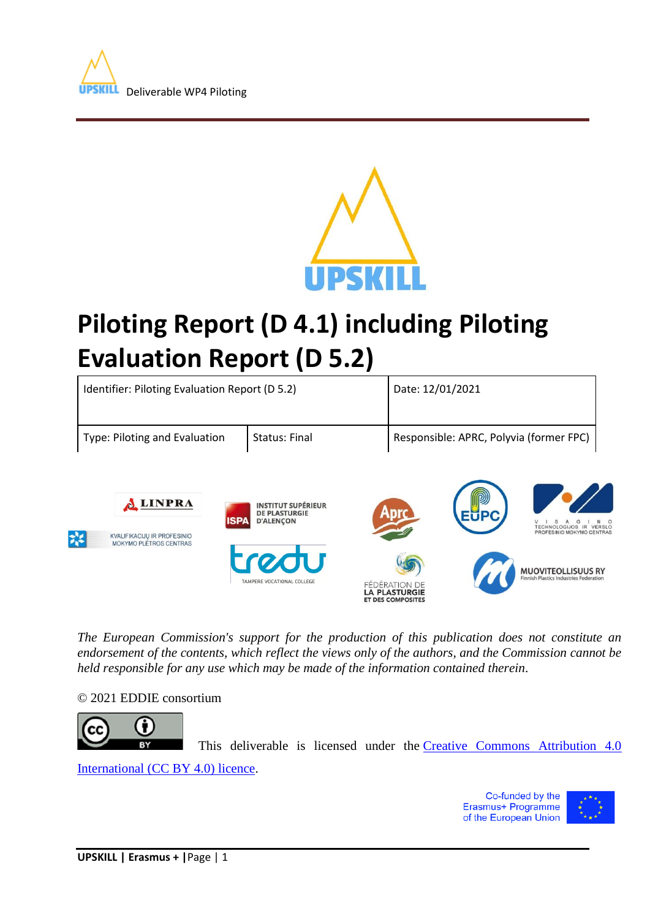# Piloting Report (D 4.1) including Piloting Evaluation Report (D 5.2)

| Identifier: Piloting Evaluation Report (D 5.2) | | Date: 12/01/2021 |
|---|---|---|
| Type: Piloting and Evaluation | Status: Final | Responsible: APRC, Polyvia (former FPC) |

*The European Commission's support for the production of this publication does not constitute an endorsement of the contents, which reflect the views only of the authors, and the Commission cannot be held responsible for any use which may be made of the information contained therein.*

© 2021 EDDIE consortium

This deliverable is licensed under the [Creative Commons Attribution 4.0 International (CC BY 4.0) licence](https://creativecommons.org/licenses/by/4.0/).

Co-funded by the Erasmus+ Programme of the European Union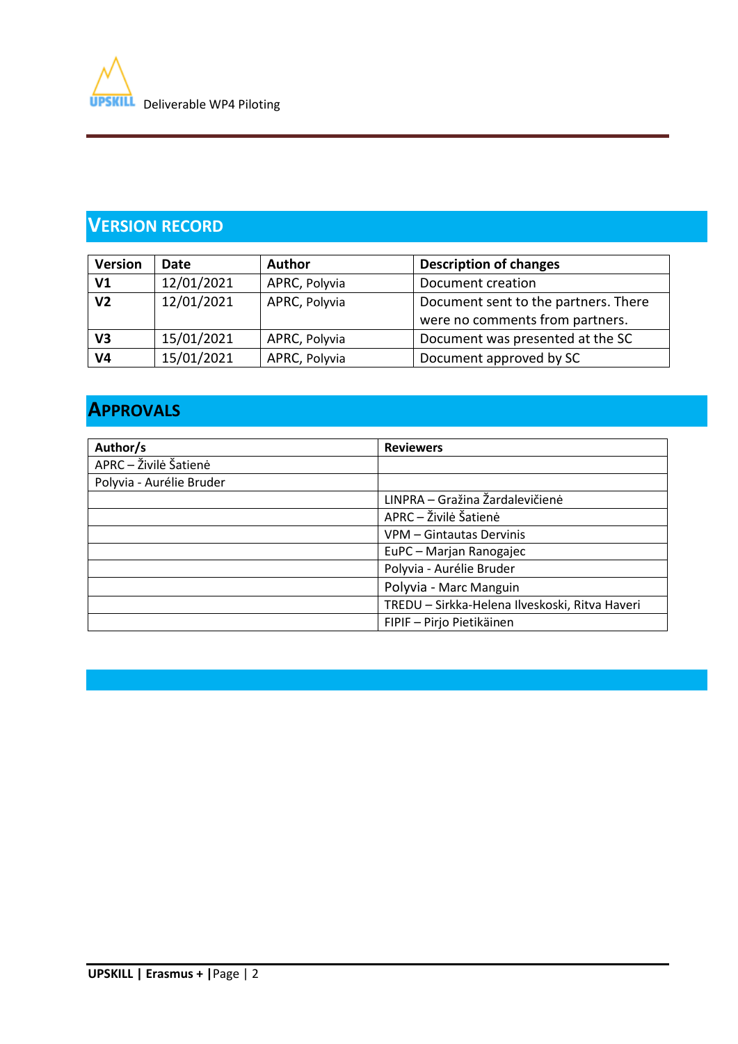## VERSION RECORD

| Version | Date | Author | Description of changes |
|---|---|---|---|
| **V1** | 12/01/2021 | APRC, Polyvia | Document creation |
| **V2** | 12/01/2021 | APRC, Polyvia | Document sent to the partners. There were no comments from partners. |
| **V3** | 15/01/2021 | APRC, Polyvia | Document was presented at the SC |
| **V4** | 15/01/2021 | APRC, Polyvia | Document approved by SC |

## APPROVALS

| Author/s | Reviewers |
|---|---|
| APRC – Živilė Šatienė | |
| Polyvia - Aurélie Bruder | |
| | LINPRA – Gražina Žardalevičienė |
| | APRC – Živilė Šatienė |
| | VPM – Gintautas Dervinis |
| | EuPC – Marjan Ranogajec |
| | Polyvia - Aurélie Bruder |
| | Polyvia - Marc Manguin |
| | TREDU – Sirkka-Helena Ilveskoski, Ritva Haveri |
| | FIPIF – Pirjo Pietikäinen |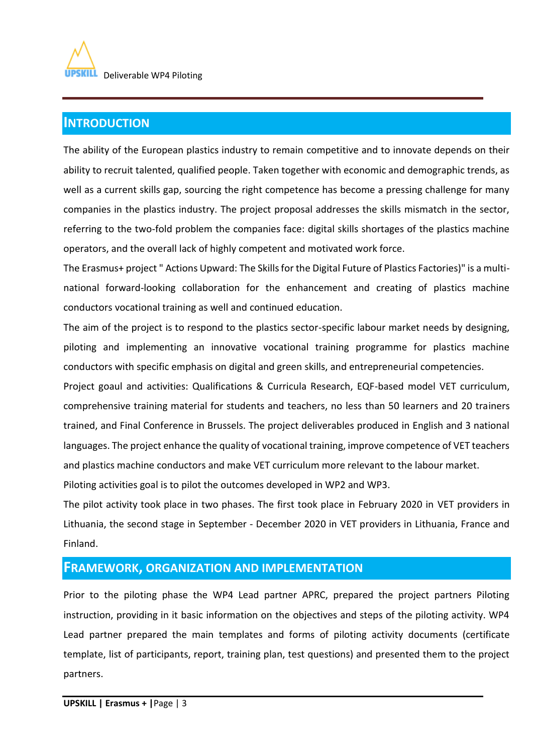## INTRODUCTION

The ability of the European plastics industry to remain competitive and to innovate depends on their ability to recruit talented, qualified people. Taken together with economic and demographic trends, as well as a current skills gap, sourcing the right competence has become a pressing challenge for many companies in the plastics industry. The project proposal addresses the skills mismatch in the sector, referring to the two-fold problem the companies face: digital skills shortages of the plastics machine operators, and the overall lack of highly competent and motivated work force.

The Erasmus+ project " Actions Upward: The Skills for the Digital Future of Plastics Factories)" is a multi-national forward-looking collaboration for the enhancement and creating of plastics machine conductors vocational training as well and continued education.

The aim of the project is to respond to the plastics sector-specific labour market needs by designing, piloting and implementing an innovative vocational training programme for plastics machine conductors with specific emphasis on digital and green skills, and entrepreneurial competencies.

Project goaul and activities: Qualifications & Curricula Research, EQF-based model VET curriculum, comprehensive training material for students and teachers, no less than 50 learners and 20 trainers trained, and Final Conference in Brussels. The project deliverables produced in English and 3 national languages. The project enhance the quality of vocational training, improve competence of VET teachers and plastics machine conductors and make VET curriculum more relevant to the labour market.

Piloting activities goal is to pilot the outcomes developed in WP2 and WP3.

The pilot activity took place in two phases. The first took place in February 2020 in VET providers in Lithuania, the second stage in September - December 2020 in VET providers in Lithuania, France and Finland.

## FRAMEWORK, ORGANIZATION AND IMPLEMENTATION

Prior to the piloting phase the WP4 Lead partner APRC, prepared the project partners Piloting instruction, providing in it basic information on the objectives and steps of the piloting activity. WP4 Lead partner prepared the main templates and forms of piloting activity documents (certificate template, list of participants, report, training plan, test questions) and presented them to the project partners.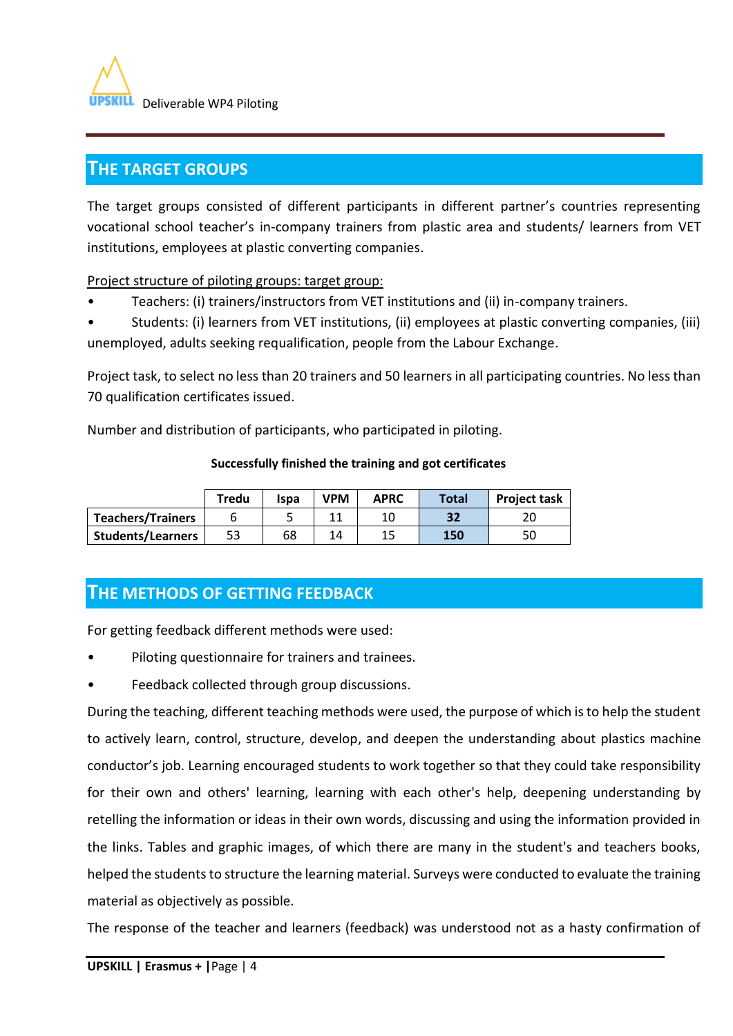## THE TARGET GROUPS

The target groups consisted of different participants in different partner's countries representing vocational school teacher's in-company trainers from plastic area and students/ learners from VET institutions, employees at plastic converting companies.

Project structure of piloting groups: target group:

- Teachers: (i) trainers/instructors from VET institutions and (ii) in-company trainers.
- Students: (i) learners from VET institutions, (ii) employees at plastic converting companies, (iii) unemployed, adults seeking requalification, people from the Labour Exchange.

Project task, to select no less than 20 trainers and 50 learners in all participating countries. No less than 70 qualification certificates issued.

Number and distribution of participants, who participated in piloting.

**Successfully finished the training and got certificates**

| | Tredu | Ispa | VPM | APRC | Total | Project task |
|---|---|---|---|---|---|---|
| **Teachers/Trainers** | 6 | 5 | 11 | 10 | **32** | 20 |
| **Students/Learners** | 53 | 68 | 14 | 15 | **150** | 50 |

## THE METHODS OF GETTING FEEDBACK

For getting feedback different methods were used:

- Piloting questionnaire for trainers and trainees.
- Feedback collected through group discussions.

During the teaching, different teaching methods were used, the purpose of which is to help the student to actively learn, control, structure, develop, and deepen the understanding about plastics machine conductor's job. Learning encouraged students to work together so that they could take responsibility for their own and others' learning, learning with each other's help, deepening understanding by retelling the information or ideas in their own words, discussing and using the information provided in the links. Tables and graphic images, of which there are many in the student's and teachers books, helped the students to structure the learning material. Surveys were conducted to evaluate the training material as objectively as possible.

The response of the teacher and learners (feedback) was understood not as a hasty confirmation of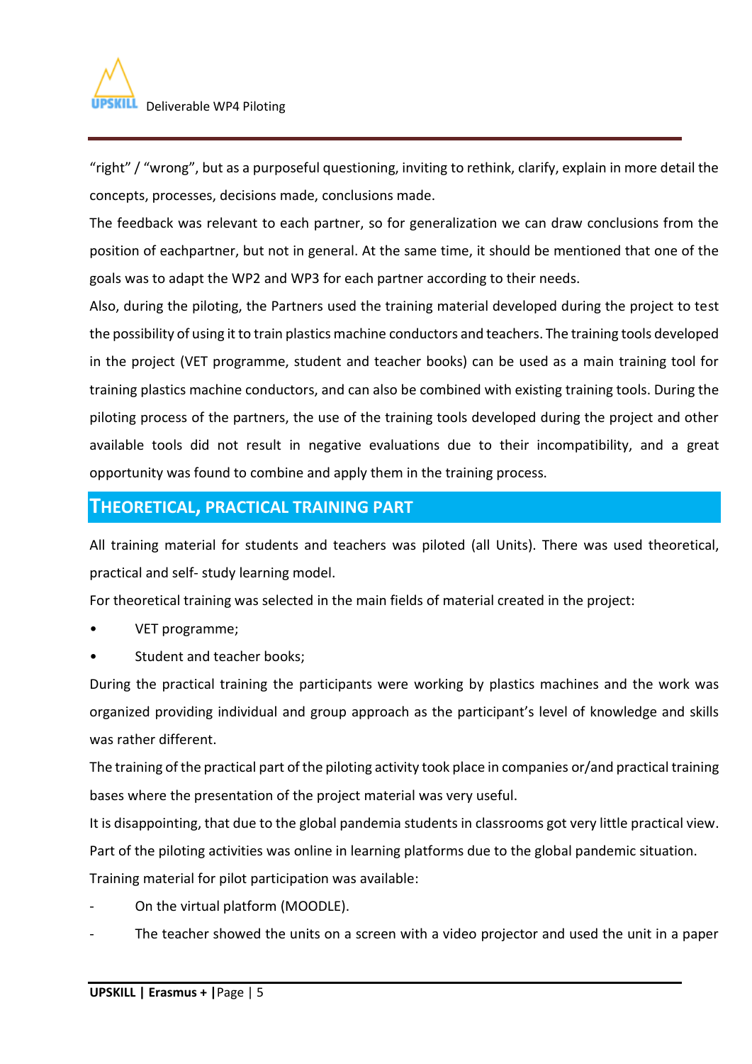"right" / "wrong", but as a purposeful questioning, inviting to rethink, clarify, explain in more detail the concepts, processes, decisions made, conclusions made.

The feedback was relevant to each partner, so for generalization we can draw conclusions from the position of eachpartner, but not in general. At the same time, it should be mentioned that one of the goals was to adapt the WP2 and WP3 for each partner according to their needs.

Also, during the piloting, the Partners used the training material developed during the project to test the possibility of using it to train plastics machine conductors and teachers. The training tools developed in the project (VET programme, student and teacher books) can be used as a main training tool for training plastics machine conductors, and can also be combined with existing training tools. During the piloting process of the partners, the use of the training tools developed during the project and other available tools did not result in negative evaluations due to their incompatibility, and a great opportunity was found to combine and apply them in the training process.

## THEORETICAL, PRACTICAL TRAINING PART

All training material for students and teachers was piloted (all Units). There was used theoretical, practical and self- study learning model.

For theoretical training was selected in the main fields of material created in the project:

- VET programme;
- Student and teacher books;

During the practical training the participants were working by plastics machines and the work was organized providing individual and group approach as the participant's level of knowledge and skills was rather different.

The training of the practical part of the piloting activity took place in companies or/and practical training bases where the presentation of the project material was very useful.

It is disappointing, that due to the global pandemia students in classrooms got very little practical view.

Part of the piloting activities was online in learning platforms due to the global pandemic situation.

Training material for pilot participation was available:

- On the virtual platform (MOODLE).
- The teacher showed the units on a screen with a video projector and used the unit in a paper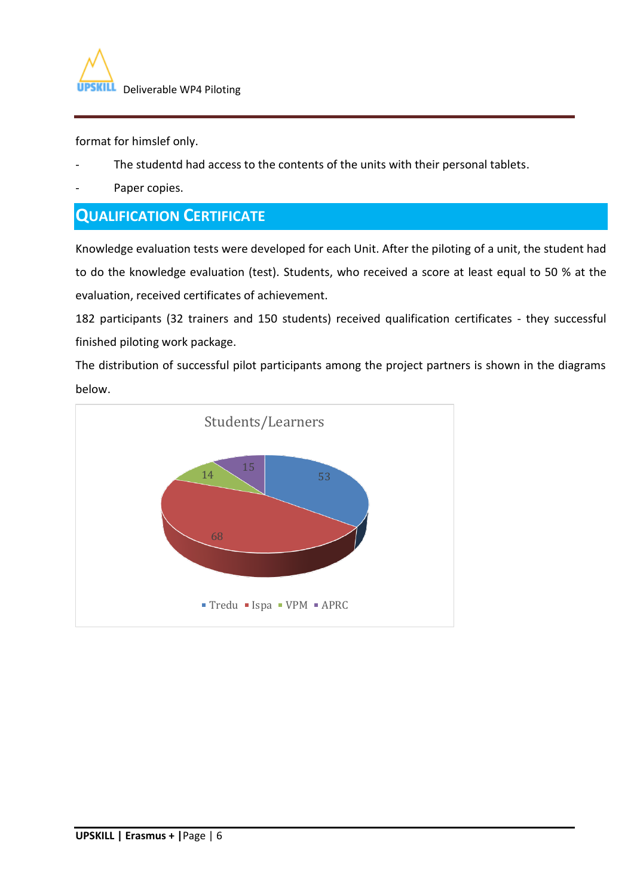format for himslef only.

- The studentd had access to the contents of the units with their personal tablets.
- Paper copies.

## QUALIFICATION CERTIFICATE

Knowledge evaluation tests were developed for each Unit. After the piloting of a unit, the student had to do the knowledge evaluation (test). Students, who received a score at least equal to 50 % at the evaluation, received certificates of achievement.

182 participants (32 trainers and 150 students) received qualification certificates - they successful finished piloting work package.

The distribution of successful pilot participants among the project partners is shown in the diagrams below.

Students/Learners

| Partner | Students/Learners |
| --- | --- |
| Tredu | 53 |
| Ispa | 68 |
| VPM | 14 |
| APRC | 15 |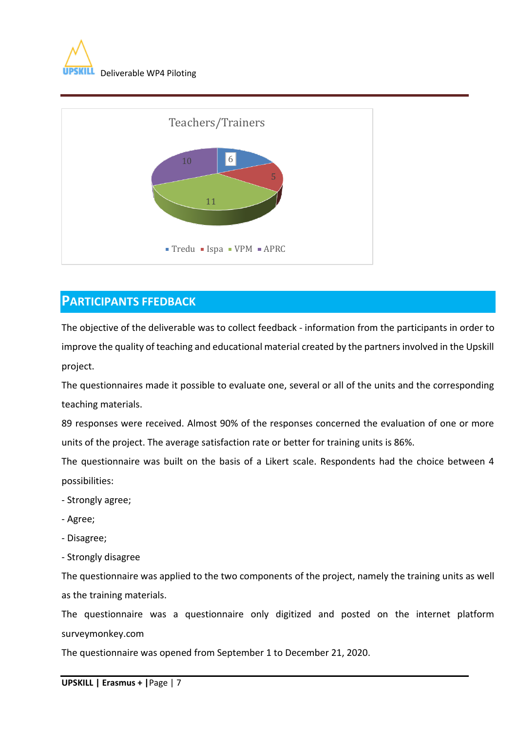Teachers/Trainers

| Partner | Number |
|---|---|
| Tredu | 6 |
| Ispa | 5 |
| VPM | 11 |
| APRC | 10 |

## PARTICIPANTS FFEDBACK

The objective of the deliverable was to collect feedback - information from the participants in order to improve the quality of teaching and educational material created by the partners involved in the Upskill project.

The questionnaires made it possible to evaluate one, several or all of the units and the corresponding teaching materials.

89 responses were received. Almost 90% of the responses concerned the evaluation of one or more units of the project. The average satisfaction rate or better for training units is 86%.

The questionnaire was built on the basis of a Likert scale. Respondents had the choice between 4 possibilities:

- Strongly agree;
- Agree;
- Disagree;
- Strongly disagree

The questionnaire was applied to the two components of the project, namely the training units as well as the training materials.

The questionnaire was a questionnaire only digitized and posted on the internet platform surveymonkey.com

The questionnaire was opened from September 1 to December 21, 2020.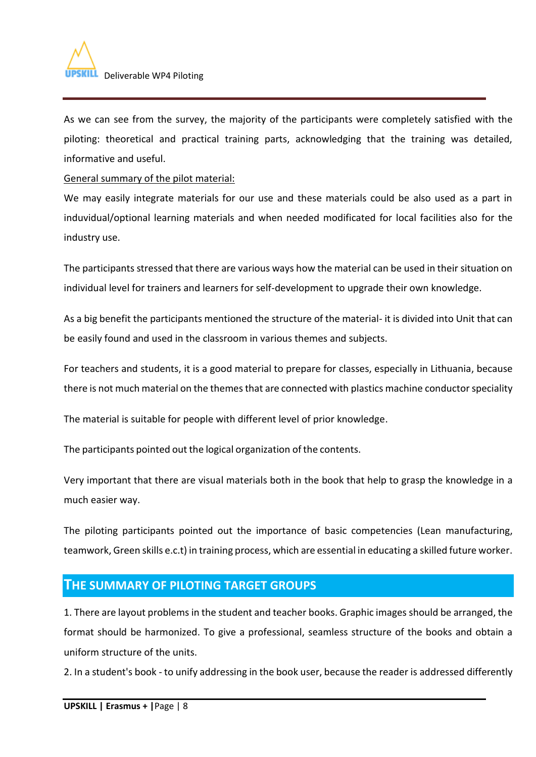As we can see from the survey, the majority of the participants were completely satisfied with the piloting: theoretical and practical training parts, acknowledging that the training was detailed, informative and useful.

General summary of the pilot material:

We may easily integrate materials for our use and these materials could be also used as a part in induvidual/optional learning materials and when needed modificated for local facilities also for the industry use.

The participants stressed that there are various ways how the material can be used in their situation on individual level for trainers and learners for self-development to upgrade their own knowledge.

As a big benefit the participants mentioned the structure of the material- it is divided into Unit that can be easily found and used in the classroom in various themes and subjects.

For teachers and students, it is a good material to prepare for classes, especially in Lithuania, because there is not much material on the themes that are connected with plastics machine conductor speciality

The material is suitable for people with different level of prior knowledge.

The participants pointed out the logical organization of the contents.

Very important that there are visual materials both in the book that help to grasp the knowledge in a much easier way.

The piloting participants pointed out the importance of basic competencies (Lean manufacturing, teamwork, Green skills e.c.t) in training process, which are essential in educating a skilled future worker.

## THE SUMMARY OF PILOTING TARGET GROUPS

1. There are layout problems in the student and teacher books. Graphic images should be arranged, the format should be harmonized. To give a professional, seamless structure of the books and obtain a uniform structure of the units.
2. In a student's book - to unify addressing in the book user, because the reader is addressed differently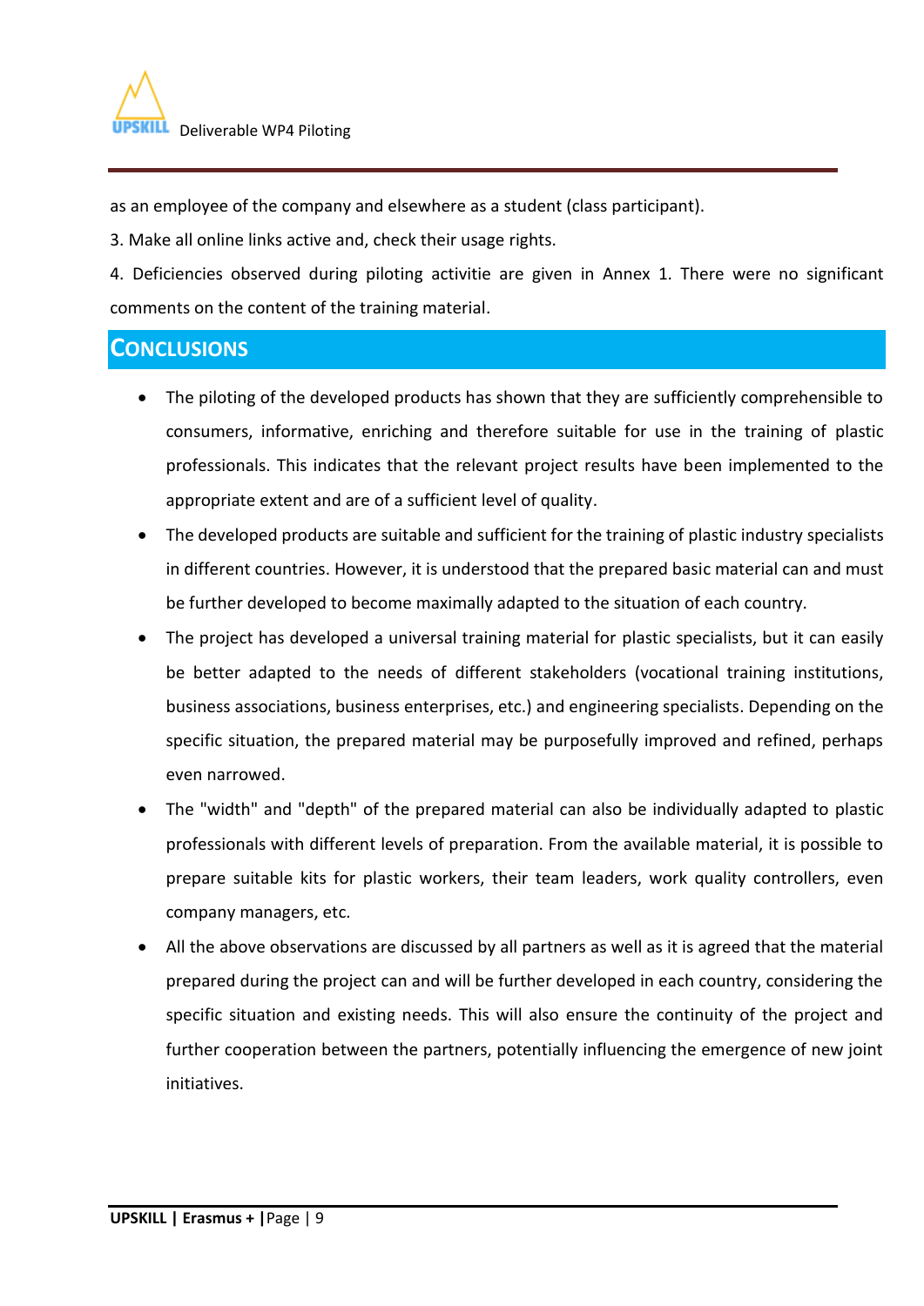as an employee of the company and elsewhere as a student (class participant).

3. Make all online links active and, check their usage rights.

4. Deficiencies observed during piloting activitie are given in Annex 1. There were no significant comments on the content of the training material.

## CONCLUSIONS

- The piloting of the developed products has shown that they are sufficiently comprehensible to consumers, informative, enriching and therefore suitable for use in the training of plastic professionals. This indicates that the relevant project results have been implemented to the appropriate extent and are of a sufficient level of quality.
- The developed products are suitable and sufficient for the training of plastic industry specialists in different countries. However, it is understood that the prepared basic material can and must be further developed to become maximally adapted to the situation of each country.
- The project has developed a universal training material for plastic specialists, but it can easily be better adapted to the needs of different stakeholders (vocational training institutions, business associations, business enterprises, etc.) and engineering specialists. Depending on the specific situation, the prepared material may be purposefully improved and refined, perhaps even narrowed.
- The "width" and "depth" of the prepared material can also be individually adapted to plastic professionals with different levels of preparation. From the available material, it is possible to prepare suitable kits for plastic workers, their team leaders, work quality controllers, even company managers, etc.
- All the above observations are discussed by all partners as well as it is agreed that the material prepared during the project can and will be further developed in each country, considering the specific situation and existing needs. This will also ensure the continuity of the project and further cooperation between the partners, potentially influencing the emergence of new joint initiatives.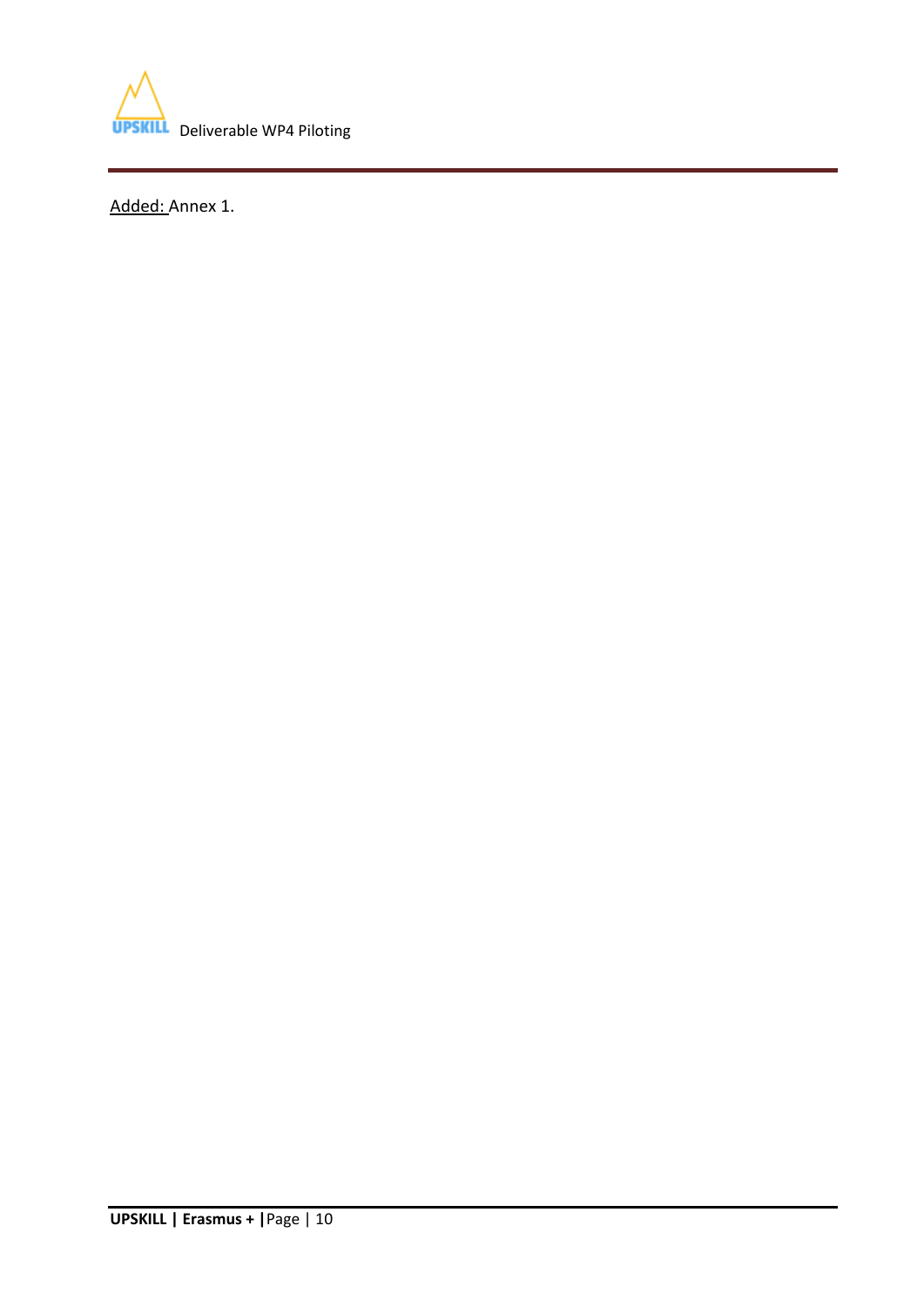<u>Added:</u> Annex 1.